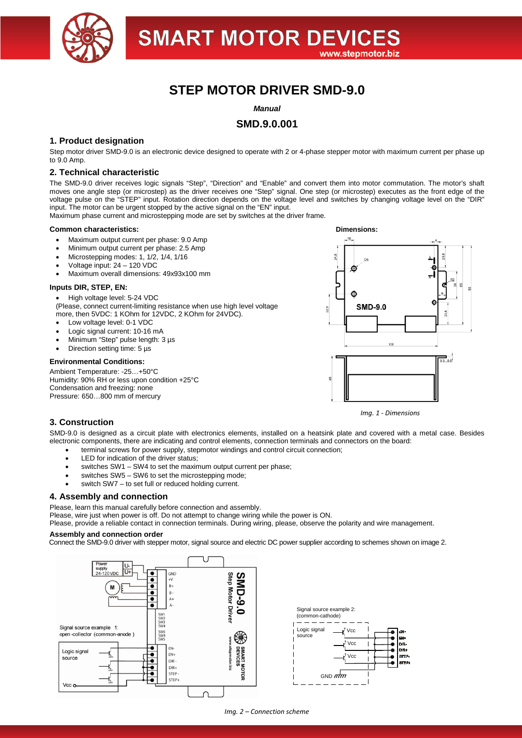# STEP MOTOR DRIVER SMD-9.0

***Manual***

## SMD.9.0.001

### 1. Product designation

Step motor driver SMD-9.0 is an electronic device designed to operate with 2 or 4-phase stepper motor with maximum current per phase up to 9.0 Amp.

### 2. Technical characteristic

The SMD-9.0 driver receives logic signals "Step", "Direction" and "Enable" and convert them into motor commutation. The motor's shaft moves one angle step (or microstep) as the driver receives one "Step" signal. One step (or microstep) executes as the front edge of the voltage pulse on the "STEP" input. Rotation direction depends on the voltage level and switches by changing voltage level on the "DIR" input. The motor can be urgent stopped by the active signal on the "EN" input.

Maximum phase current and microstepping mode are set by switches at the driver frame.

**Common characteristics:**

- Maximum output current per phase: 9.0 Amp
- Minimum output current per phase: 2.5 Amp
- Microstepping modes: 1, 1/2, 1/4, 1/16
- Voltage input: 24 – 120 VDC
- Maximum overall dimensions: 49x93x100 mm

**Inputs DIR, STEP, EN:**

- High voltage level: 5-24 VDC
  (Please, connect current-limiting resistance when use high level voltage more, then 5VDC: 1 KOhm for 12VDC, 2 KOhm for 24VDC).
- Low voltage level: 0-1 VDC
- Logic signal current: 10-16 mA
- Minimum "Step" pulse length: 3 µs
- Direction setting time: 5 µs

**Environmental Conditions:**

Ambient Temperature: -25…+50°C
Humidity: 90% RH or less upon condition +25°C
Condensation and freezing: none
Pressure: 650…800 mm of mercury

**Dimensions:**

*Img. 1 - Dimensions*

### 3. Construction

SMD-9.0 is designed as a circuit plate with electronics elements, installed on a heatsink plate and covered with a metal case. Besides electronic components, there are indicating and control elements, connection terminals and connectors on the board:

- terminal screws for power supply, stepmotor windings and control circuit connection;
- LED for indication of the driver status;
- switches SW1 – SW4 to set the maximum output current per phase;
- switches SW5 – SW6 to set the microstepping mode;
- switch SW7 – to set full or reduced holding current.

### 4. Assembly and connection

Please, learn this manual carefully before connection and assembly.
Please, wire just when power is off. Do not attempt to change wiring while the power is ON.
Please, provide a reliable contact in connection terminals. During wiring, please, observe the polarity and wire management.

**Assembly and connection order**

Connect the SMD-9.0 driver with stepper motor, signal source and electric DC power supplier according to schemes shown on image 2.

*Img. 2 – Connection scheme*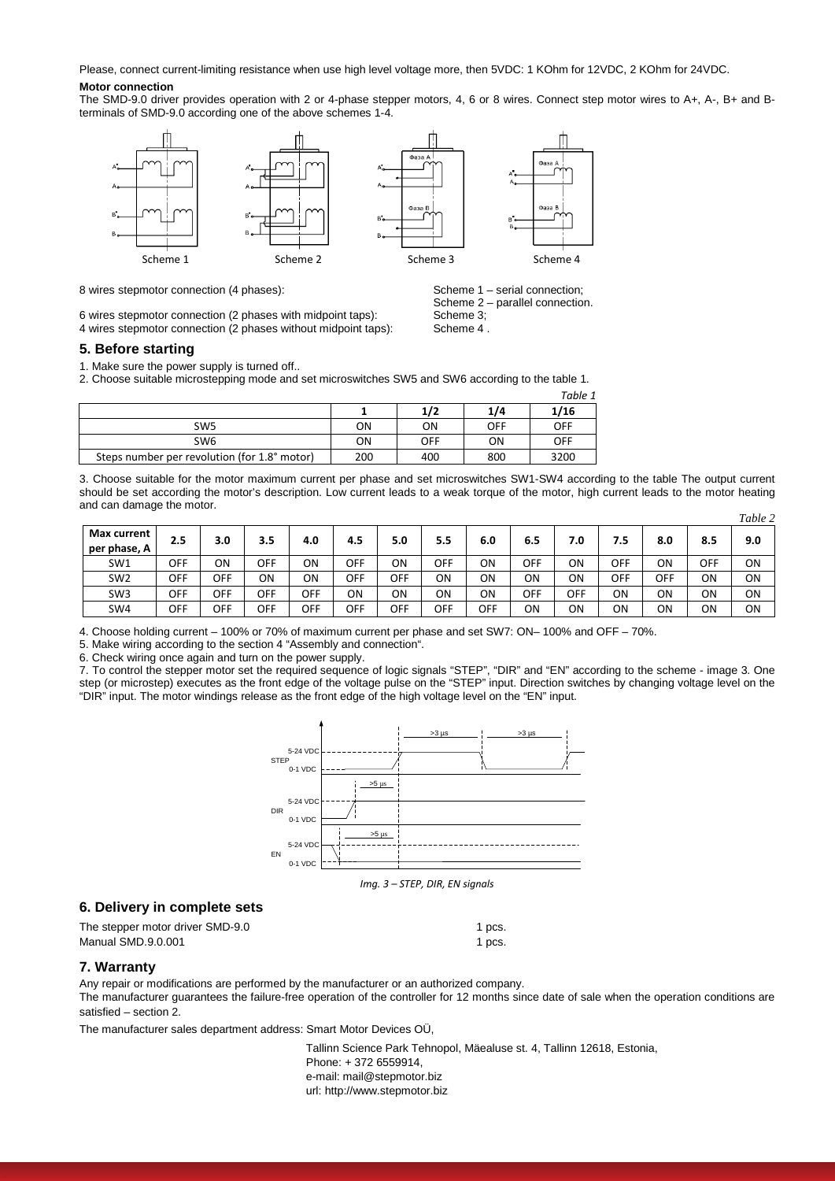Please, connect current-limiting resistance when use high level voltage more, then 5VDC: 1 KOhm for 12VDC, 2 KOhm for 24VDC.

**Motor connection**

The SMD-9.0 driver provides operation with 2 or 4-phase stepper motors, 4, 6 or 8 wires. Connect step motor wires to A+, A-, B+ and B- terminals of SMD-9.0 according one of the above schemes 1-4.

Scheme 1 Scheme 2 Scheme 3 Scheme 4

8 wires stepmotor connection (4 phases): Scheme 1 – serial connection; Scheme 2 – parallel connection.

6 wires stepmotor connection (2 phases with midpoint taps): Scheme 3;

4 wires stepmotor connection (2 phases without midpoint taps): Scheme 4 .

## 5. Before starting

1. Make sure the power supply is turned off..
2. Choose suitable microstepping mode and set microswitches SW5 and SW6 according to the table 1.

*Table 1*

| | 1 | 1/2 | 1/4 | 1/16 |
|---|---|---|---|---|
| SW5 | ON | ON | OFF | OFF |
| SW6 | ON | OFF | ON | OFF |
| Steps number per revolution (for 1.8° motor) | 200 | 400 | 800 | 3200 |

3. Choose suitable for the motor maximum current per phase and set microswitches SW1-SW4 according to the table The output current should be set according the motor's description. Low current leads to a weak torque of the motor, high current leads to the motor heating and can damage the motor.

*Table 2*

| Max current per phase, A | 2.5 | 3.0 | 3.5 | 4.0 | 4.5 | 5.0 | 5.5 | 6.0 | 6.5 | 7.0 | 7.5 | 8.0 | 8.5 | 9.0 |
|---|---|---|---|---|---|---|---|---|---|---|---|---|---|---|
| SW1 | OFF | ON | OFF | ON | OFF | ON | OFF | ON | OFF | ON | OFF | ON | OFF | ON |
| SW2 | OFF | OFF | ON | ON | OFF | OFF | ON | ON | ON | ON | OFF | OFF | ON | ON |
| SW3 | OFF | OFF | OFF | OFF | ON | ON | ON | ON | OFF | OFF | ON | ON | ON | ON |
| SW4 | OFF | OFF | OFF | OFF | OFF | OFF | OFF | OFF | ON | ON | ON | ON | ON | ON |

4. Choose holding current – 100% or 70% of maximum current per phase and set SW7: ON– 100% and OFF – 70%.
5. Make wiring according to the section 4 "Assembly and connection".
6. Check wiring once again and turn on the power supply.
7. To control the stepper motor set the required sequence of logic signals "STEP", "DIR" and "EN" according to the scheme - image 3. One step (or microstep) executes as the front edge of the voltage pulse on the "STEP" input. Direction switches by changing voltage level on the "DIR" input. The motor windings release as the front edge of the high voltage level on the "EN" input.

STEP 5-24 VDC 0-1 VDC >3 µs >3 µs
DIR 5-24 VDC 0-1 VDC >5 µs
EN 5-24 VDC 0-1 VDC >5 µs

*Img. 3 – STEP, DIR, EN signals*

## 6. Delivery in complete sets

| | |
|---|---|
| The stepper motor driver SMD-9.0 | 1 pcs. |
| Manual SMD.9.0.001 | 1 pcs. |

## 7. Warranty

Any repair or modifications are performed by the manufacturer or an authorized company.

The manufacturer guarantees the failure-free operation of the controller for 12 months since date of sale when the operation conditions are satisfied – section 2.

The manufacturer sales department address: Smart Motor Devices OÜ,

Tallinn Science Park Tehnopol, Mäealuse st. 4, Tallinn 12618, Estonia,
Phone: + 372 6559914,
e-mail: mail@stepmotor.biz
url: http://www.stepmotor.biz